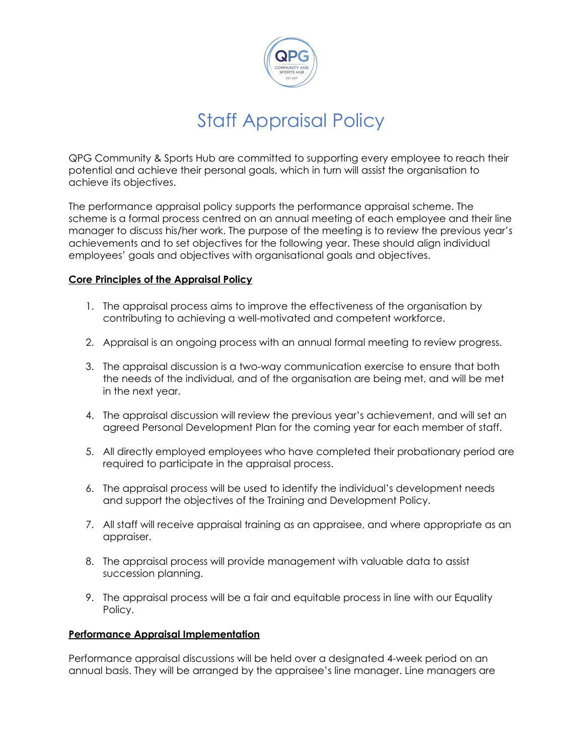# Staff Appraisal Policy

QPG Community & Sports Hub are committed to supporting every employee to reach their potential and achieve their personal goals, which in turn will assist the organisation to achieve its objectives.

The performance appraisal policy supports the performance appraisal scheme. The scheme is a formal process centred on an annual meeting of each employee and their line manager to discuss his/her work. The purpose of the meeting is to review the previous year's achievements and to set objectives for the following year. These should align individual employees' goals and objectives with organisational goals and objectives.

**Core Principles of the Appraisal Policy**

1. The appraisal process aims to improve the effectiveness of the organisation by contributing to achieving a well-motivated and competent workforce.

2. Appraisal is an ongoing process with an annual formal meeting to review progress.

3. The appraisal discussion is a two-way communication exercise to ensure that both the needs of the individual, and of the organisation are being met, and will be met in the next year.

4. The appraisal discussion will review the previous year's achievement, and will set an agreed Personal Development Plan for the coming year for each member of staff.

5. All directly employed employees who have completed their probationary period are required to participate in the appraisal process.

6. The appraisal process will be used to identify the individual's development needs and support the objectives of the Training and Development Policy.

7. All staff will receive appraisal training as an appraisee, and where appropriate as an appraiser.

8. The appraisal process will provide management with valuable data to assist succession planning.

9. The appraisal process will be a fair and equitable process in line with our Equality Policy.

**Performance Appraisal Implementation**

Performance appraisal discussions will be held over a designated 4-week period on an annual basis. They will be arranged by the appraisee's line manager. Line managers are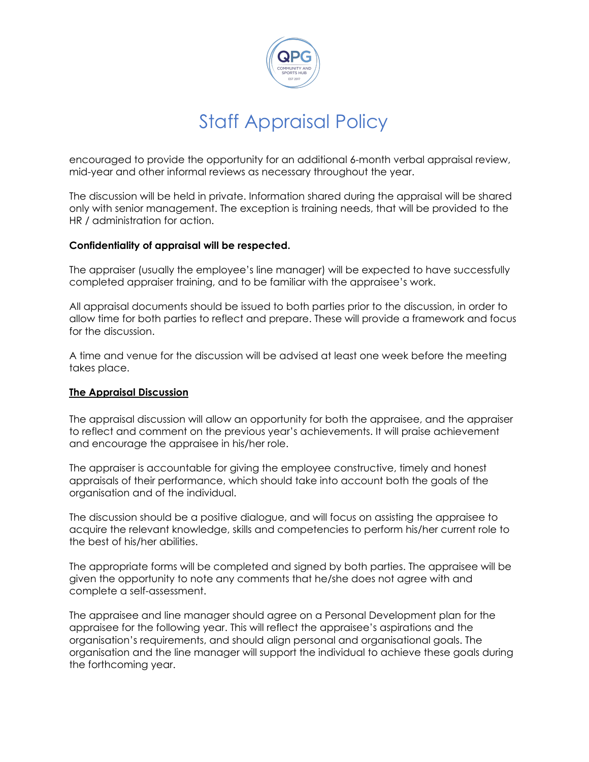encouraged to provide the opportunity for an additional 6-month verbal appraisal review, mid-year and other informal reviews as necessary throughout the year.

The discussion will be held in private. Information shared during the appraisal will be shared only with senior management. The exception is training needs, that will be provided to the HR / administration for action.

**Confidentiality of appraisal will be respected.**

The appraiser (usually the employee's line manager) will be expected to have successfully completed appraiser training, and to be familiar with the appraisee's work.

All appraisal documents should be issued to both parties prior to the discussion, in order to allow time for both parties to reflect and prepare. These will provide a framework and focus for the discussion.

A time and venue for the discussion will be advised at least one week before the meeting takes place.

## The Appraisal Discussion

The appraisal discussion will allow an opportunity for both the appraisee, and the appraiser to reflect and comment on the previous year's achievements. It will praise achievement and encourage the appraisee in his/her role.

The appraiser is accountable for giving the employee constructive, timely and honest appraisals of their performance, which should take into account both the goals of the organisation and of the individual.

The discussion should be a positive dialogue, and will focus on assisting the appraisee to acquire the relevant knowledge, skills and competencies to perform his/her current role to the best of his/her abilities.

The appropriate forms will be completed and signed by both parties. The appraisee will be given the opportunity to note any comments that he/she does not agree with and complete a self-assessment.

The appraisee and line manager should agree on a Personal Development plan for the appraisee for the following year. This will reflect the appraisee's aspirations and the organisation's requirements, and should align personal and organisational goals. The organisation and the line manager will support the individual to achieve these goals during the forthcoming year.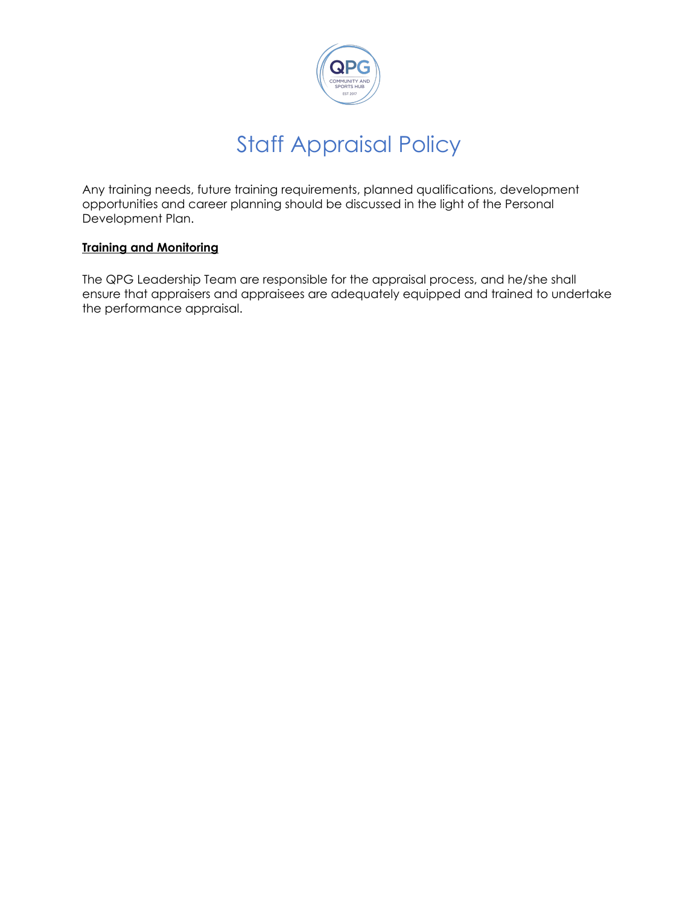Any training needs, future training requirements, planned qualifications, development opportunities and career planning should be discussed in the light of the Personal Development Plan.

**Training and Monitoring**

The QPG Leadership Team are responsible for the appraisal process, and he/she shall ensure that appraisers and appraisees are adequately equipped and trained to undertake the performance appraisal.